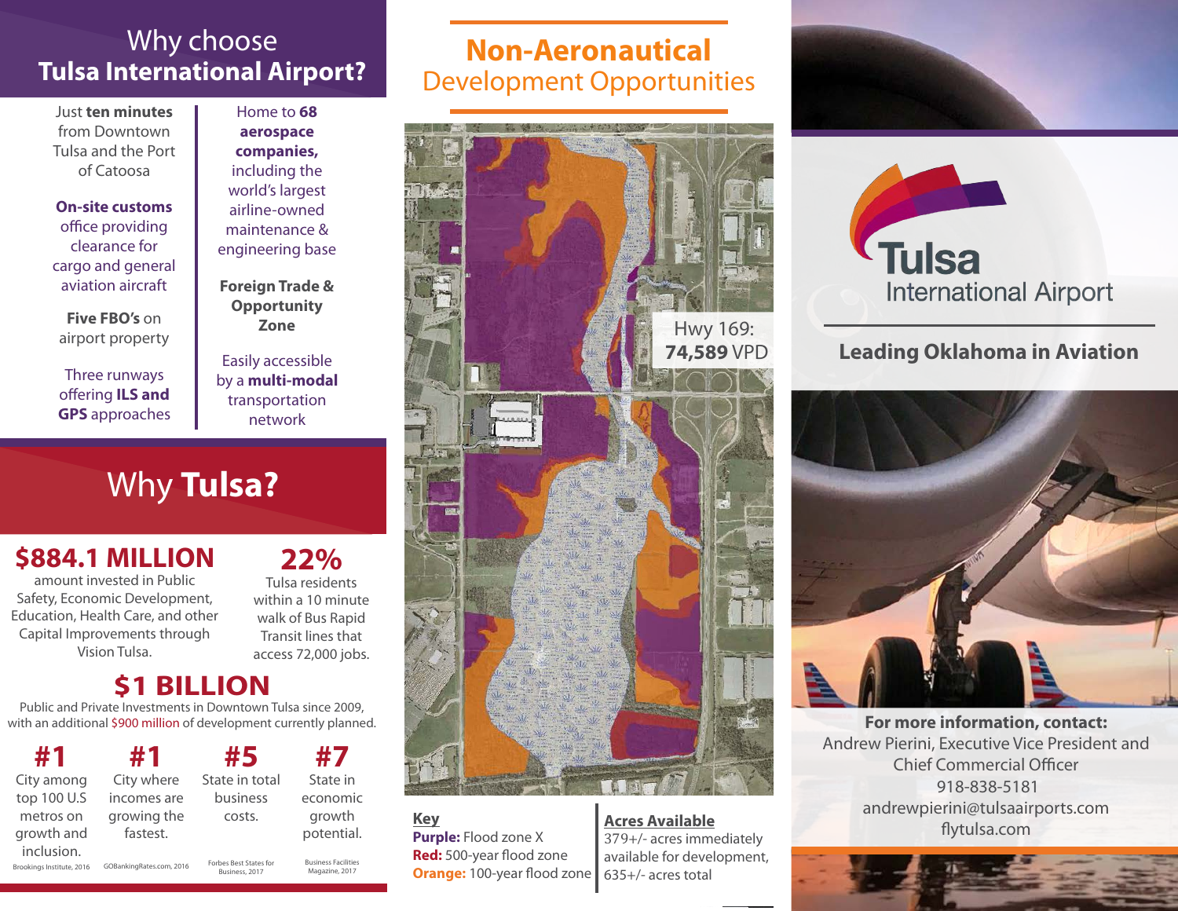# Why choose Tulsa International Airport?

Just **ten minutes** from Downtown Tulsa and the Port of Catoosa

**On-site customs** office providing clearance for cargo and general aviation aircraft

**Five FBO's** on airport property

Three runways offering **ILS and GPS** approaches

Home to **68 aerospace companies,** including the world's largest airline-owned maintenance & engineering base

**Foreign Trade & Opportunity Zone**

Easily accessible by a **multi-modal** transportation network

# Why **Tulsa?**

**$884.1 MILLION**
amount invested in Public Safety, Economic Development, Education, Health Care, and other Capital Improvements through Vision Tulsa.

**22%**
Tulsa residents within a 10 minute walk of Bus Rapid Transit lines that access 72,000 jobs.

**$1 BILLION**
Public and Private Investments in Downtown Tulsa since 2009, with an additional $900 million of development currently planned.

**#1**
City among top 100 U.S metros on growth and inclusion.
Brookings Institute, 2016

**#1**
City where incomes are growing the fastest.
GOBankingRates.com, 2016

**#5**
State in total business costs.
Forbes Best States for Business, 2017

**#7**
State in economic growth potential.
Business Facilities Magazine, 2017

# Non-Aeronautical Development Opportunities

Hwy 169: **74,589** VPD

**Key**
**Purple:** Flood zone X
**Red:** 500-year flood zone
**Orange:** 100-year flood zone

**Acres Available**
379+/- acres immediately available for development, 635+/- acres total

Tulsa International Airport

**Leading Oklahoma in Aviation**

**For more information, contact:**
Andrew Pierini, Executive Vice President and Chief Commercial Officer
918-838-5181
andrewpierini@tulsaairports.com
flytulsa.com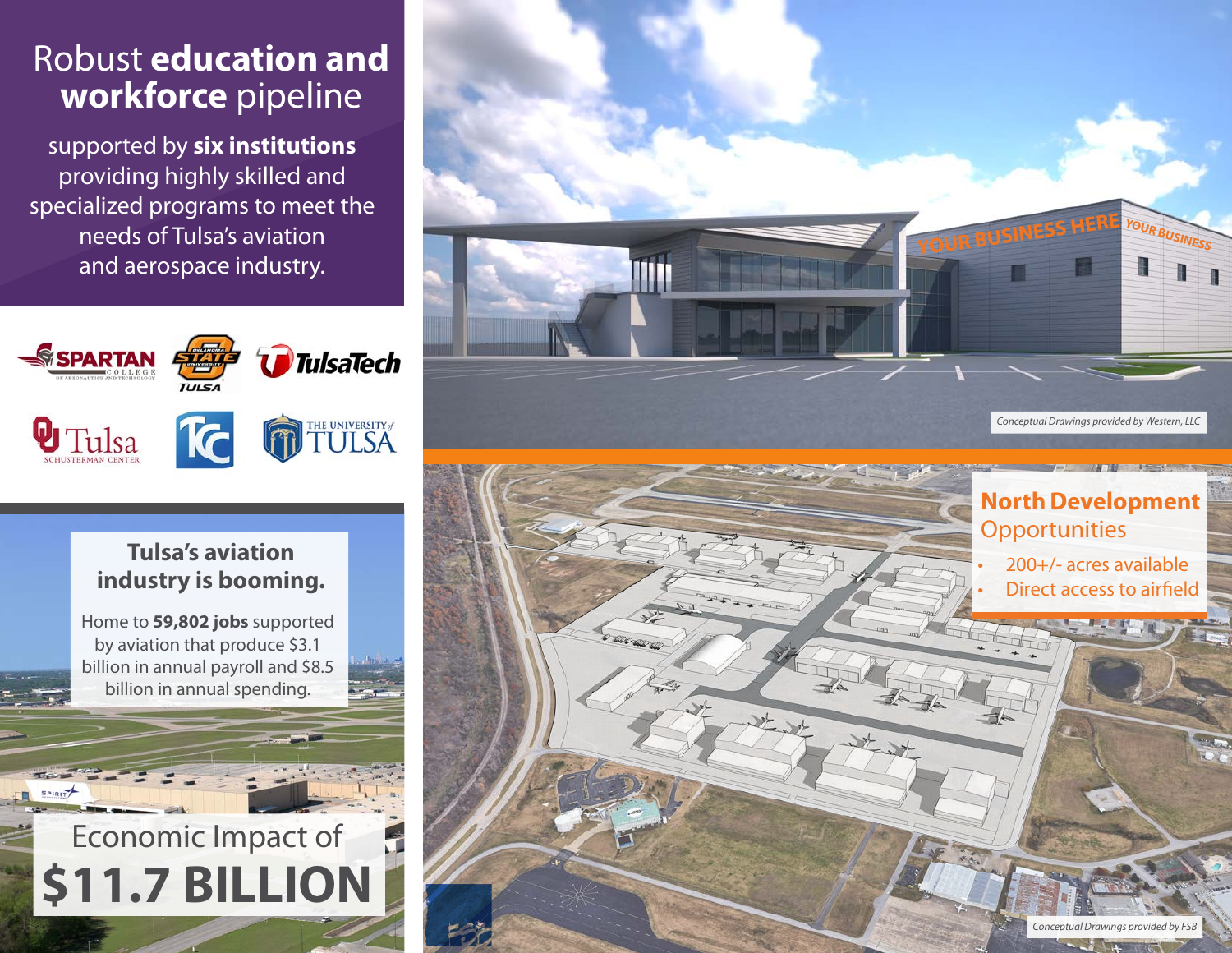# Robust **education and workforce** pipeline

supported by **six institutions** providing highly skilled and specialized programs to meet the needs of Tulsa's aviation and aerospace industry.

SPARTAN COLLEGE OF AERONAUTICS AND TECHNOLOGY

OKLAHOMA STATE UNIVERSITY TULSA

TulsaTech

OU Tulsa SCHUSTERMAN CENTER

TCC

THE UNIVERSITY of TULSA

## Tulsa's aviation industry is booming.

Home to **59,802 jobs** supported by aviation that produce $3.1 billion in annual payroll and $8.5 billion in annual spending.

Economic Impact of

**$11.7 BILLION**

YOUR BUSINESS HERE

YOUR BUSINESS

*Conceptual Drawings provided by Western, LLC*

## North Development Opportunities

- 200+/- acres available
- Direct access to airfield

*Conceptual Drawings provided by FSB*